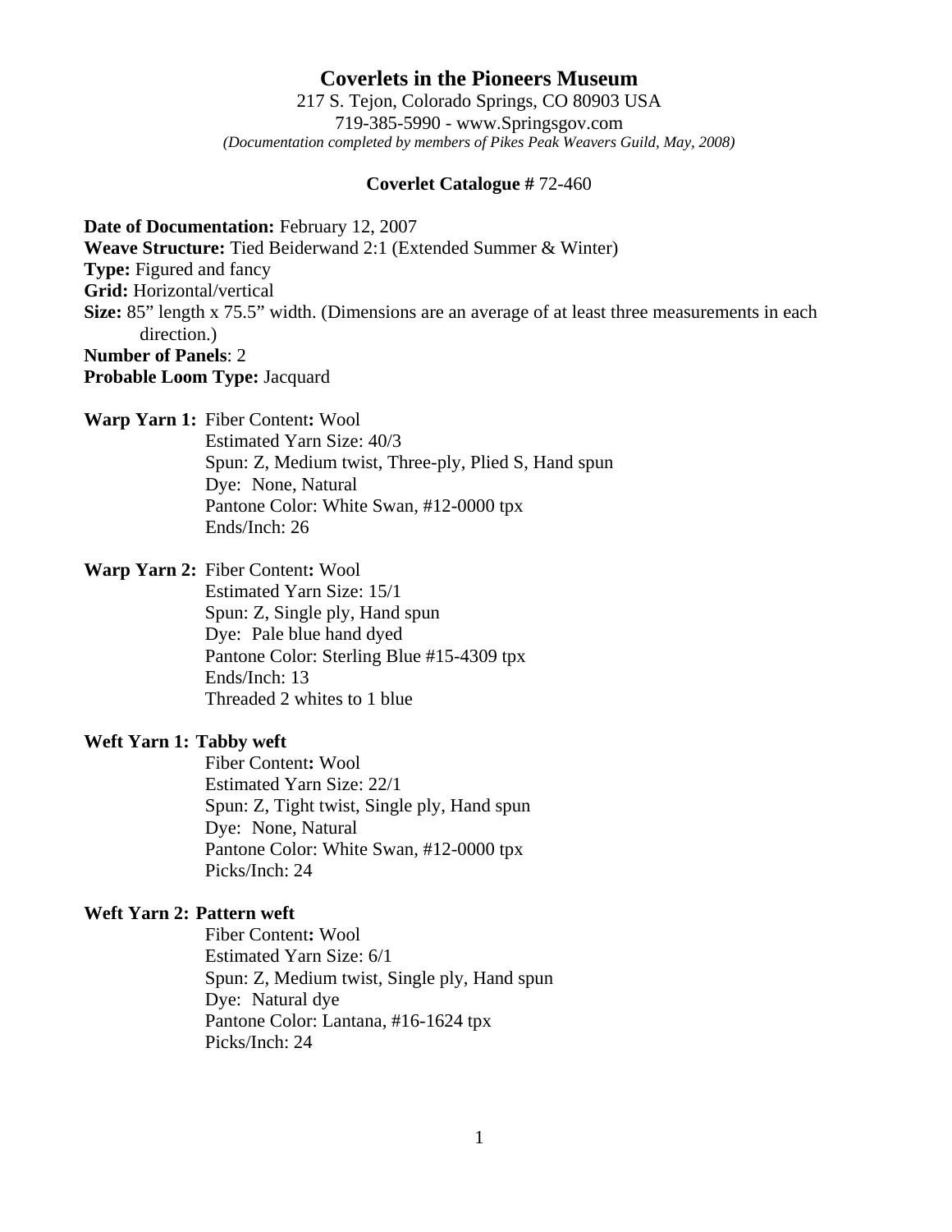# Coverlets in the Pioneers Museum

217 S. Tejon, Colorado Springs, CO 80903 USA
719-385-5990 - www.Springsgov.com
*(Documentation completed by members of Pikes Peak Weavers Guild, May, 2008)*

**Coverlet Catalogue #** 72-460

**Date of Documentation:** February 12, 2007
**Weave Structure:** Tied Beiderwand 2:1 (Extended Summer & Winter)
**Type:** Figured and fancy
**Grid:** Horizontal/vertical
**Size:** 85" length x 75.5" width. (Dimensions are an average of at least three measurements in each direction.)
**Number of Panels**: 2
**Probable Loom Type:** Jacquard

**Warp Yarn 1:** Fiber Content**:** Wool
Estimated Yarn Size: 40/3
Spun: Z, Medium twist, Three-ply, Plied S, Hand spun
Dye: None, Natural
Pantone Color: White Swan, #12-0000 tpx
Ends/Inch: 26

**Warp Yarn 2:** Fiber Content**:** Wool
Estimated Yarn Size: 15/1
Spun: Z, Single ply, Hand spun
Dye: Pale blue hand dyed
Pantone Color: Sterling Blue #15-4309 tpx
Ends/Inch: 13
Threaded 2 whites to 1 blue

**Weft Yarn 1: Tabby weft**
Fiber Content**:** Wool
Estimated Yarn Size: 22/1
Spun: Z, Tight twist, Single ply, Hand spun
Dye: None, Natural
Pantone Color: White Swan, #12-0000 tpx
Picks/Inch: 24

**Weft Yarn 2: Pattern weft**
Fiber Content**:** Wool
Estimated Yarn Size: 6/1
Spun: Z, Medium twist, Single ply, Hand spun
Dye: Natural dye
Pantone Color: Lantana, #16-1624 tpx
Picks/Inch: 24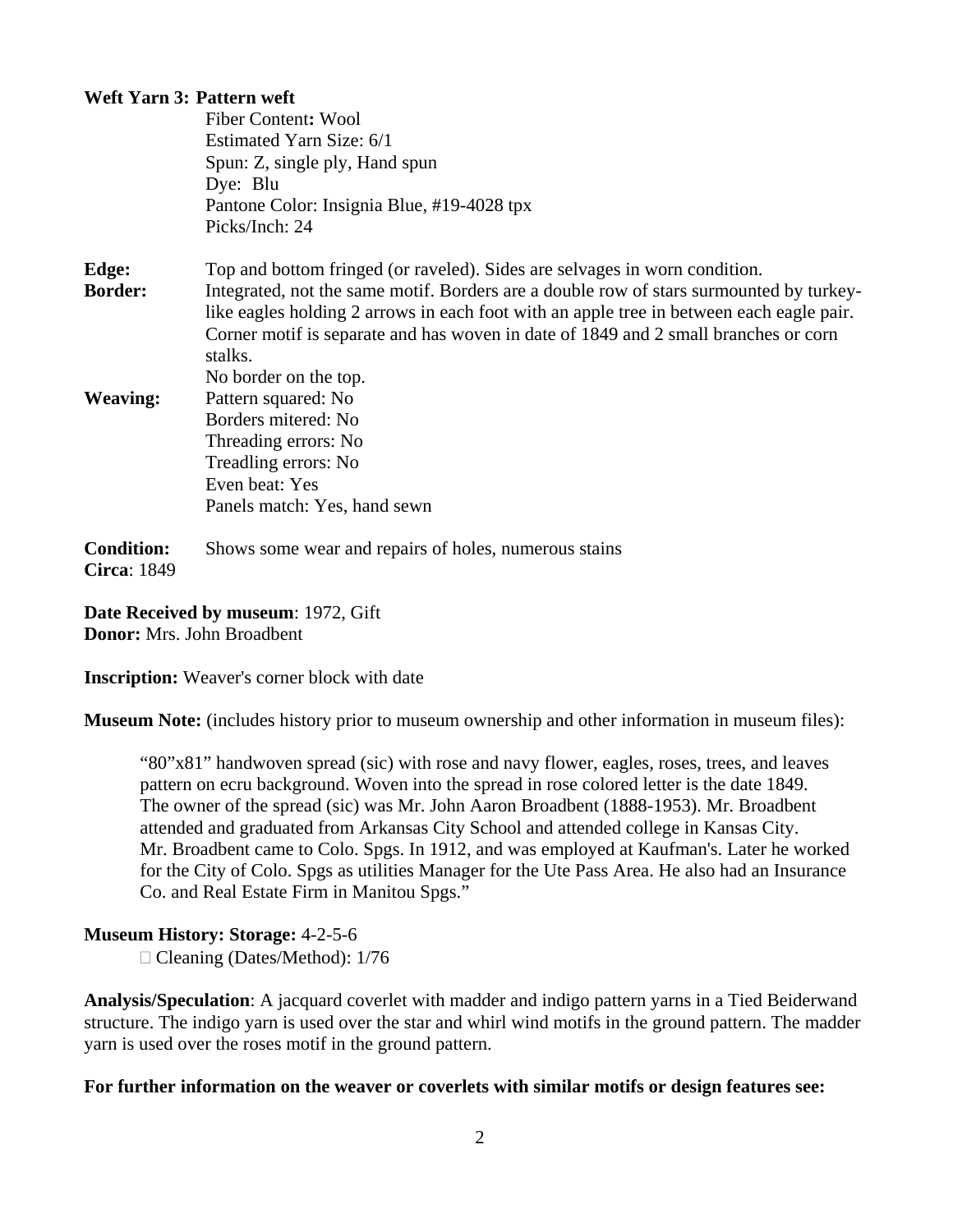**Weft Yarn 3: Pattern weft**

Fiber Content**:** Wool
Estimated Yarn Size: 6/1
Spun: Z, single ply, Hand spun
Dye: Blu
Pantone Color: Insignia Blue, #19-4028 tpx
Picks/Inch: 24

**Edge:** Top and bottom fringed (or raveled). Sides are selvages in worn condition.

**Border:** Integrated, not the same motif. Borders are a double row of stars surmounted by turkey-like eagles holding 2 arrows in each foot with an apple tree in between each eagle pair. Corner motif is separate and has woven in date of 1849 and 2 small branches or corn stalks.
No border on the top.

**Weaving:**
Pattern squared: No
Borders mitered: No
Threading errors: No
Treadling errors: No
Even beat: Yes
Panels match: Yes, hand sewn

**Condition:** Shows some wear and repairs of holes, numerous stains

**Circa**: 1849

**Date Received by museum**: 1972, Gift
**Donor:** Mrs. John Broadbent

**Inscription:** Weaver's corner block with date

**Museum Note:** (includes history prior to museum ownership and other information in museum files):

> "80"x81" handwoven spread (sic) with rose and navy flower, eagles, roses, trees, and leaves pattern on ecru background. Woven into the spread in rose colored letter is the date 1849. The owner of the spread (sic) was Mr. John Aaron Broadbent (1888-1953). Mr. Broadbent attended and graduated from Arkansas City School and attended college in Kansas City. Mr. Broadbent came to Colo. Spgs. In 1912, and was employed at Kaufman's. Later he worked for the City of Colo. Spgs as utilities Manager for the Ute Pass Area. He also had an Insurance Co. and Real Estate Firm in Manitou Spgs."

**Museum History: Storage:** 4-2-5-6
- Cleaning (Dates/Method): 1/76

**Analysis/Speculation**: A jacquard coverlet with madder and indigo pattern yarns in a Tied Beiderwand structure. The indigo yarn is used over the star and whirl wind motifs in the ground pattern. The madder yarn is used over the roses motif in the ground pattern.

**For further information on the weaver or coverlets with similar motifs or design features see:**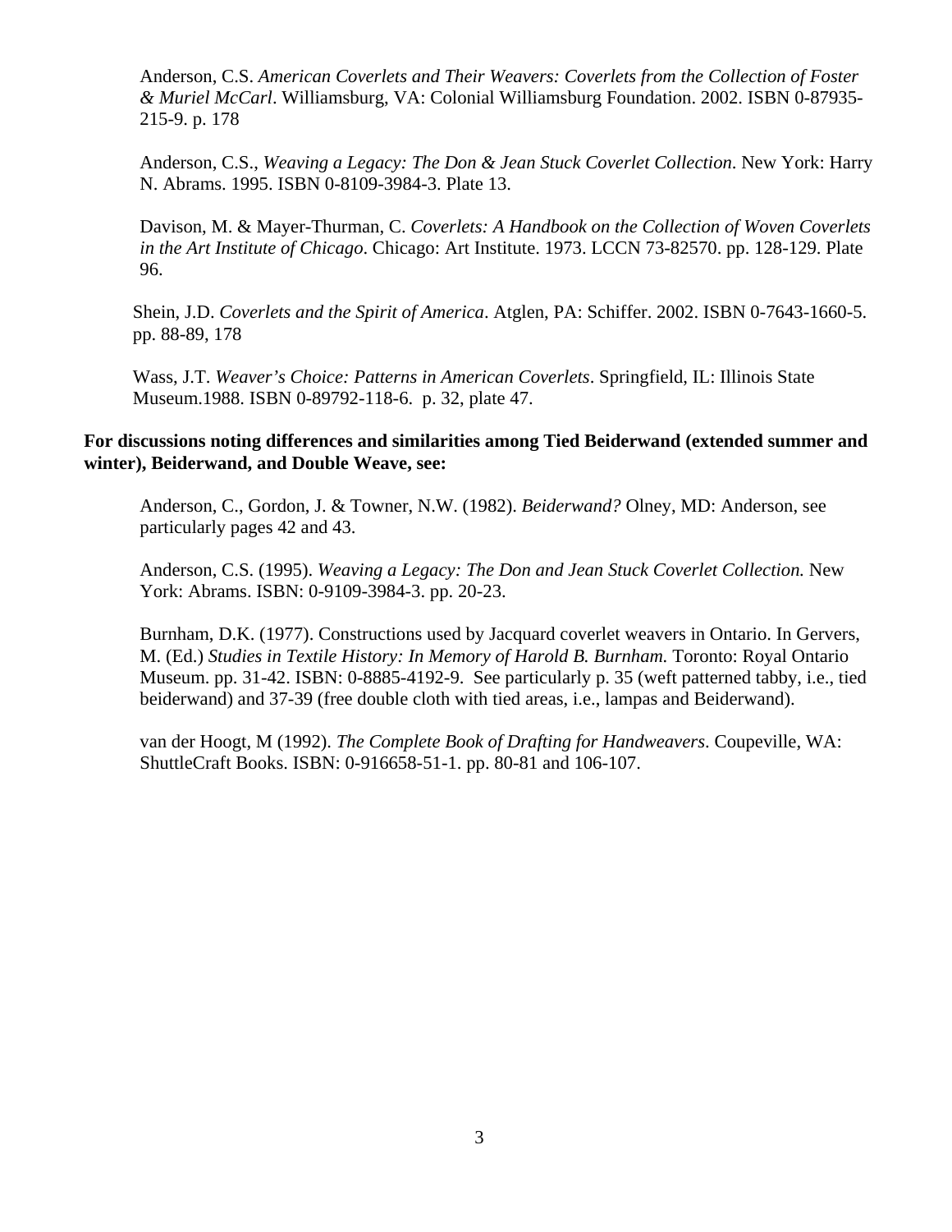Anderson, C.S. *American Coverlets and Their Weavers: Coverlets from the Collection of Foster & Muriel McCarl*. Williamsburg, VA: Colonial Williamsburg Foundation. 2002. ISBN 0-87935-215-9. p. 178

Anderson, C.S., *Weaving a Legacy: The Don & Jean Stuck Coverlet Collection*. New York: Harry N. Abrams. 1995. ISBN 0-8109-3984-3. Plate 13.

Davison, M. & Mayer-Thurman, C. *Coverlets: A Handbook on the Collection of Woven Coverlets in the Art Institute of Chicago*. Chicago: Art Institute. 1973. LCCN 73-82570. pp. 128-129. Plate 96.

Shein, J.D. *Coverlets and the Spirit of America*. Atglen, PA: Schiffer. 2002. ISBN 0-7643-1660-5. pp. 88-89, 178

Wass, J.T. *Weaver's Choice: Patterns in American Coverlets*. Springfield, IL: Illinois State Museum.1988. ISBN 0-89792-118-6. p. 32, plate 47.

**For discussions noting differences and similarities among Tied Beiderwand (extended summer and winter), Beiderwand, and Double Weave, see:**

Anderson, C., Gordon, J. & Towner, N.W. (1982). *Beiderwand?* Olney, MD: Anderson, see particularly pages 42 and 43.

Anderson, C.S. (1995). *Weaving a Legacy: The Don and Jean Stuck Coverlet Collection.* New York: Abrams. ISBN: 0-9109-3984-3. pp. 20-23.

Burnham, D.K. (1977). Constructions used by Jacquard coverlet weavers in Ontario. In Gervers, M. (Ed.) *Studies in Textile History: In Memory of Harold B. Burnham.* Toronto: Royal Ontario Museum. pp. 31-42. ISBN: 0-8885-4192-9. See particularly p. 35 (weft patterned tabby, i.e., tied beiderwand) and 37-39 (free double cloth with tied areas, i.e., lampas and Beiderwand).

van der Hoogt, M (1992). *The Complete Book of Drafting for Handweavers*. Coupeville, WA: ShuttleCraft Books. ISBN: 0-916658-51-1. pp. 80-81 and 106-107.